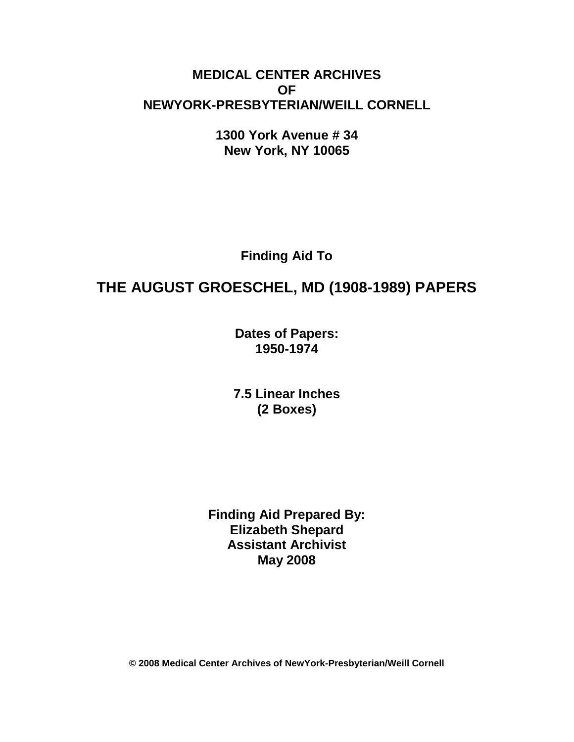**MEDICAL CENTER ARCHIVES**
**OF**
**NEWYORK-PRESBYTERIAN/WEILL CORNELL**

**1300 York Avenue # 34**
**New York, NY 10065**

**Finding Aid To**

# THE AUGUST GROESCHEL, MD (1908-1989) PAPERS

**Dates of Papers:**
**1950-1974**

**7.5 Linear Inches**
**(2 Boxes)**

**Finding Aid Prepared By:**
**Elizabeth Shepard**
**Assistant Archivist**
**May 2008**

**© 2008 Medical Center Archives of NewYork-Presbyterian/Weill Cornell**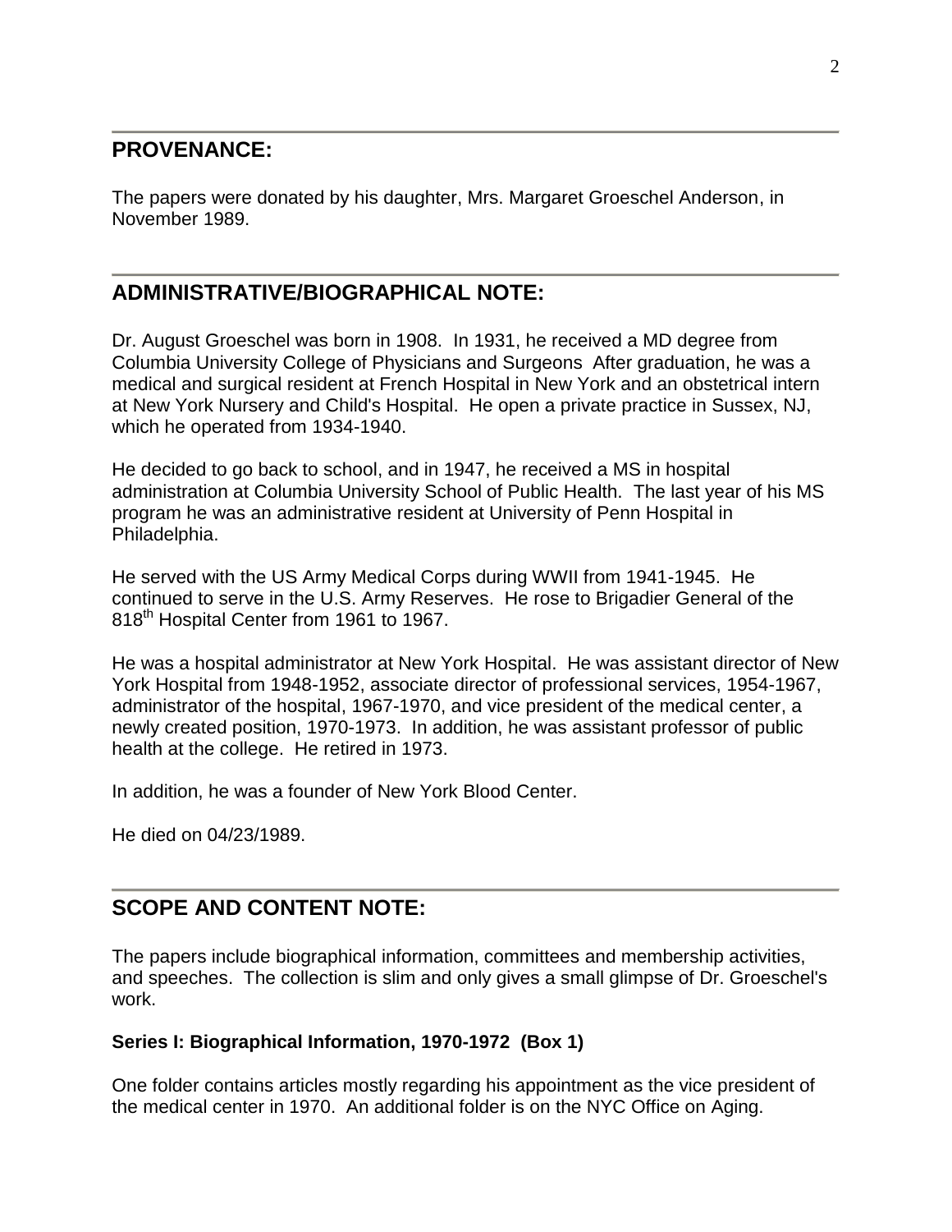## PROVENANCE:

The papers were donated by his daughter, Mrs. Margaret Groeschel Anderson, in November 1989.

## ADMINISTRATIVE/BIOGRAPHICAL NOTE:

Dr. August Groeschel was born in 1908. In 1931, he received a MD degree from Columbia University College of Physicians and Surgeons After graduation, he was a medical and surgical resident at French Hospital in New York and an obstetrical intern at New York Nursery and Child's Hospital. He open a private practice in Sussex, NJ, which he operated from 1934-1940.

He decided to go back to school, and in 1947, he received a MS in hospital administration at Columbia University School of Public Health. The last year of his MS program he was an administrative resident at University of Penn Hospital in Philadelphia.

He served with the US Army Medical Corps during WWII from 1941-1945. He continued to serve in the U.S. Army Reserves. He rose to Brigadier General of the 818th Hospital Center from 1961 to 1967.

He was a hospital administrator at New York Hospital. He was assistant director of New York Hospital from 1948-1952, associate director of professional services, 1954-1967, administrator of the hospital, 1967-1970, and vice president of the medical center, a newly created position, 1970-1973. In addition, he was assistant professor of public health at the college. He retired in 1973.

In addition, he was a founder of New York Blood Center.

He died on 04/23/1989.

## SCOPE AND CONTENT NOTE:

The papers include biographical information, committees and membership activities, and speeches. The collection is slim and only gives a small glimpse of Dr. Groeschel's work.

**Series I: Biographical Information, 1970-1972 (Box 1)**

One folder contains articles mostly regarding his appointment as the vice president of the medical center in 1970. An additional folder is on the NYC Office on Aging.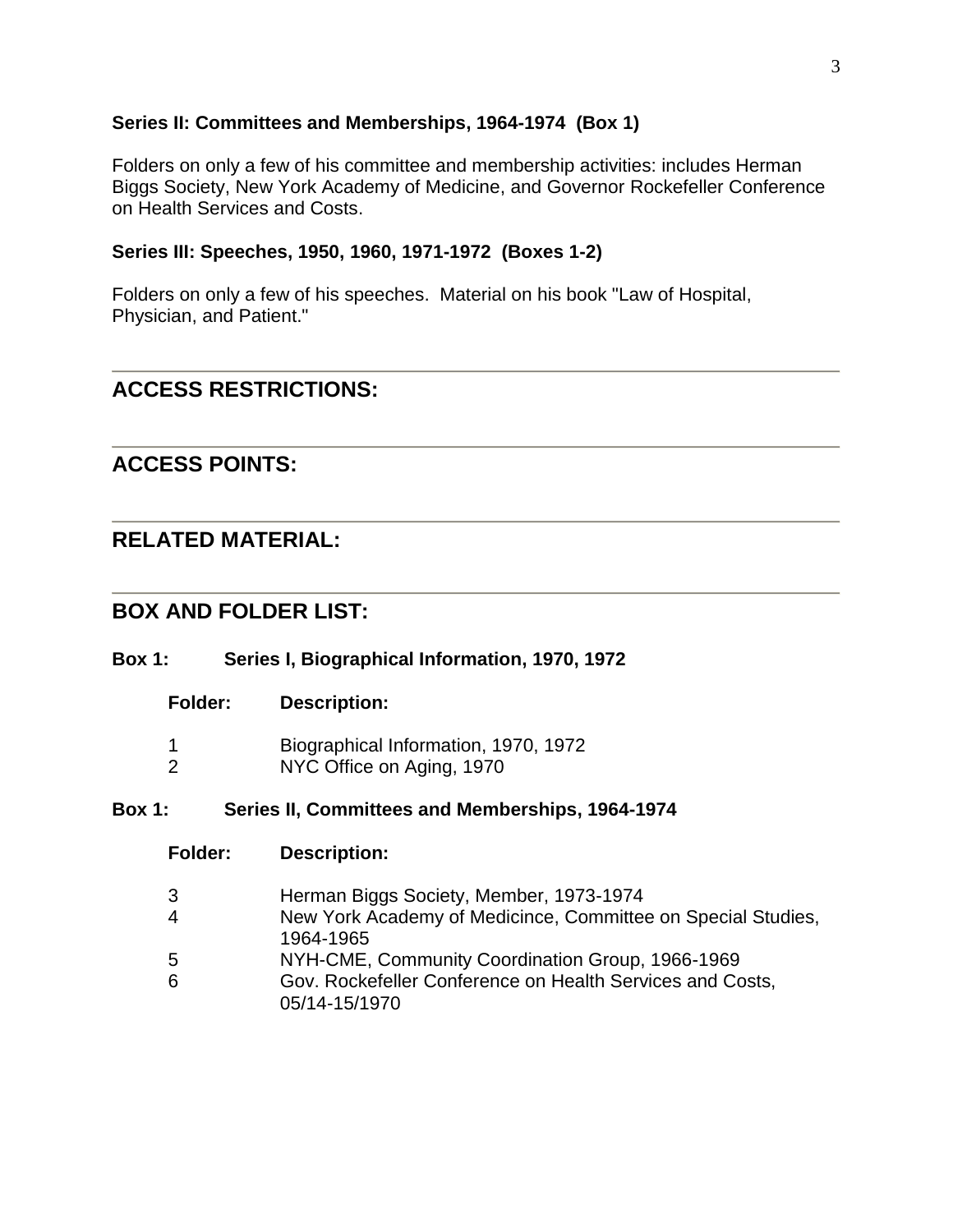**Series II: Committees and Memberships, 1964-1974 (Box 1)**

Folders on only a few of his committee and membership activities: includes Herman Biggs Society, New York Academy of Medicine, and Governor Rockefeller Conference on Health Services and Costs.

**Series III: Speeches, 1950, 1960, 1971-1972 (Boxes 1-2)**

Folders on only a few of his speeches. Material on his book "Law of Hospital, Physician, and Patient."

---

## ACCESS RESTRICTIONS:

---

## ACCESS POINTS:

---

## RELATED MATERIAL:

---

## BOX AND FOLDER LIST:

**Box 1: Series I, Biographical Information, 1970, 1972**

| Folder: | Description: |
| --- | --- |
| 1 | Biographical Information, 1970, 1972 |
| 2 | NYC Office on Aging, 1970 |

**Box 1: Series II, Committees and Memberships, 1964-1974**

| Folder: | Description: |
| --- | --- |
| 3 | Herman Biggs Society, Member, 1973-1974 |
| 4 | New York Academy of Medicince, Committee on Special Studies, 1964-1965 |
| 5 | NYH-CME, Community Coordination Group, 1966-1969 |
| 6 | Gov. Rockefeller Conference on Health Services and Costs, 05/14-15/1970 |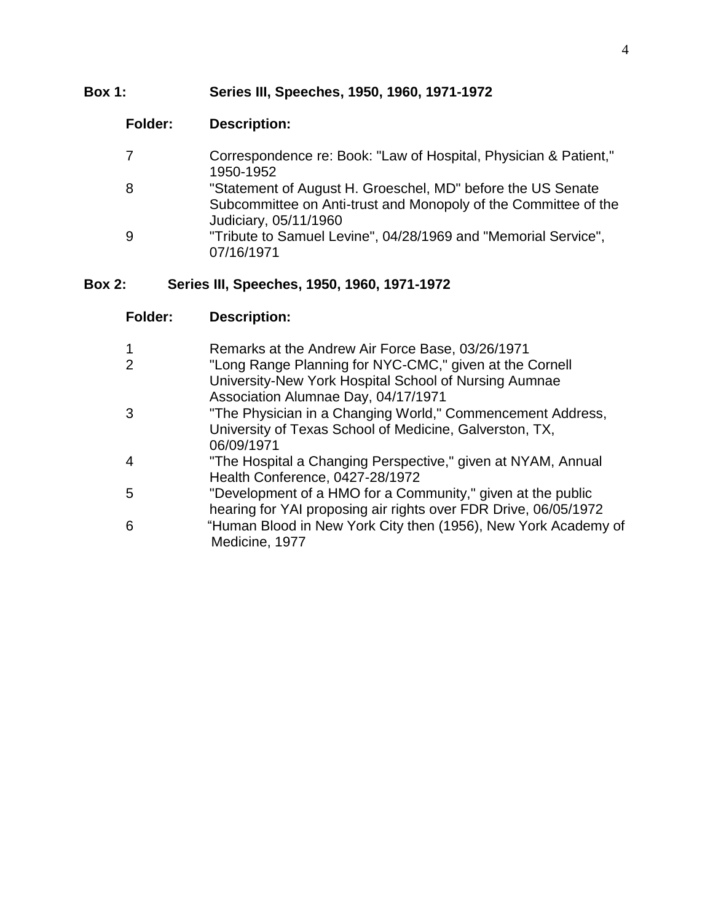**Box 1: Series III, Speeches, 1950, 1960, 1971-1972**

| Folder: | Description: |
|---|---|
| 7 | Correspondence re: Book: "Law of Hospital, Physician & Patient," 1950-1952 |
| 8 | "Statement of August H. Groeschel, MD" before the US Senate Subcommittee on Anti-trust and Monopoly of the Committee of the Judiciary, 05/11/1960 |
| 9 | "Tribute to Samuel Levine", 04/28/1969 and "Memorial Service", 07/16/1971 |

**Box 2: Series III, Speeches, 1950, 1960, 1971-1972**

| Folder: | Description: |
|---|---|
| 1 | Remarks at the Andrew Air Force Base, 03/26/1971 |
| 2 | "Long Range Planning for NYC-CMC," given at the Cornell University-New York Hospital School of Nursing Aumnae Association Alumnae Day, 04/17/1971 |
| 3 | "The Physician in a Changing World," Commencement Address, University of Texas School of Medicine, Galverston, TX, 06/09/1971 |
| 4 | "The Hospital a Changing Perspective," given at NYAM, Annual Health Conference, 0427-28/1972 |
| 5 | "Development of a HMO for a Community," given at the public hearing for YAI proposing air rights over FDR Drive, 06/05/1972 |
| 6 | "Human Blood in New York City then (1956), New York Academy of Medicine, 1977 |